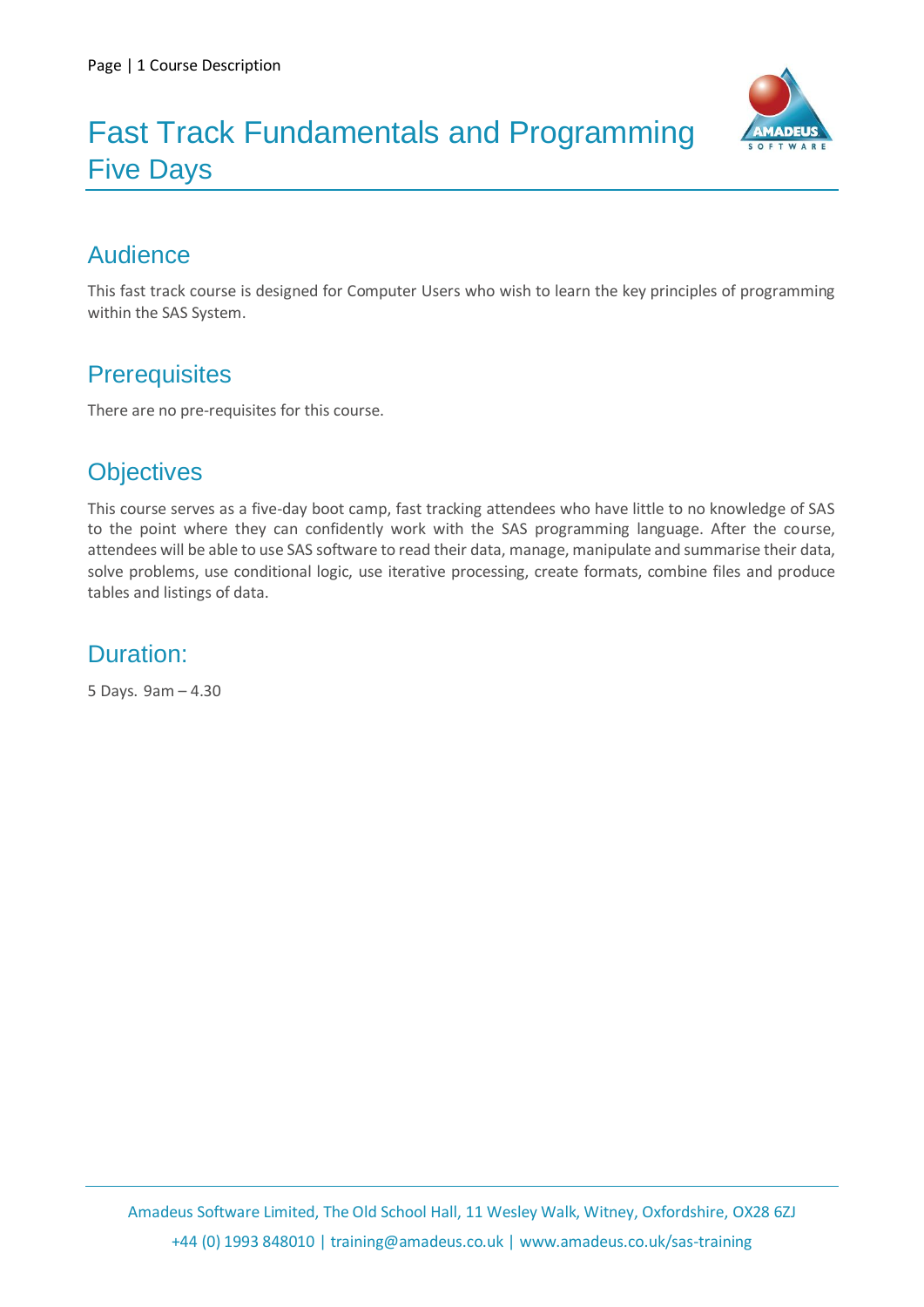# Fast Track Fundamentals and Programming
## Five Days

## Audience

This fast track course is designed for Computer Users who wish to learn the key principles of programming within the SAS System.

## Prerequisites

There are no pre-requisites for this course.

## Objectives

This course serves as a five-day boot camp, fast tracking attendees who have little to no knowledge of SAS to the point where they can confidently work with the SAS programming language. After the course, attendees will be able to use SAS software to read their data, manage, manipulate and summarise their data, solve problems, use conditional logic, use iterative processing, create formats, combine files and produce tables and listings of data.

## Duration:

5 Days. 9am – 4.30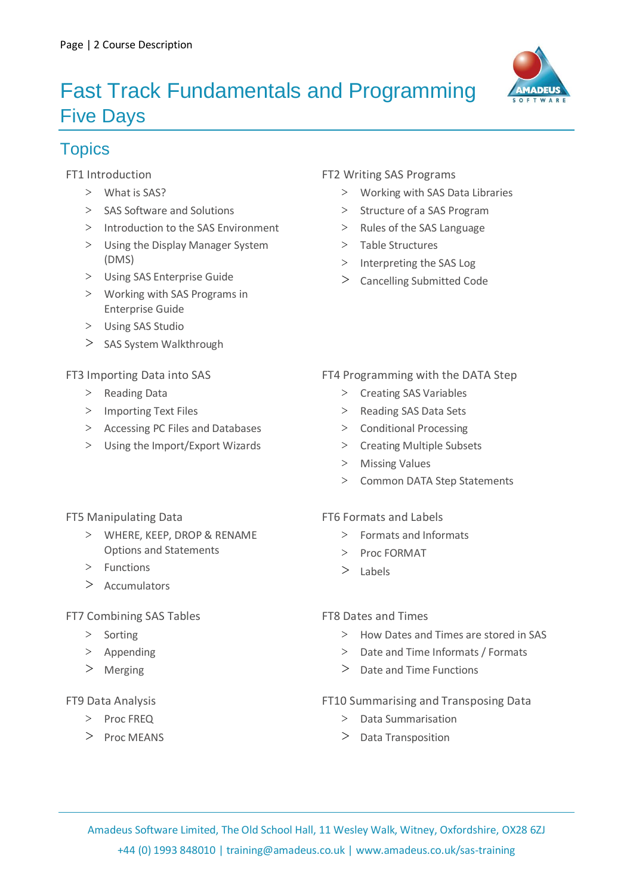# Fast Track Fundamentals and Programming Five Days

## Topics

### FT1 Introduction

- What is SAS?
- SAS Software and Solutions
- Introduction to the SAS Environment
- Using the Display Manager System (DMS)
- Using SAS Enterprise Guide
- Working with SAS Programs in Enterprise Guide
- Using SAS Studio
- SAS System Walkthrough

### FT2 Writing SAS Programs

- Working with SAS Data Libraries
- Structure of a SAS Program
- Rules of the SAS Language
- Table Structures
- Interpreting the SAS Log
- Cancelling Submitted Code

### FT3 Importing Data into SAS

- Reading Data
- Importing Text Files
- Accessing PC Files and Databases
- Using the Import/Export Wizards

### FT4 Programming with the DATA Step

- Creating SAS Variables
- Reading SAS Data Sets
- Conditional Processing
- Creating Multiple Subsets
- Missing Values
- Common DATA Step Statements

### FT5 Manipulating Data

- WHERE, KEEP, DROP & RENAME Options and Statements
- Functions
- Accumulators

### FT6 Formats and Labels

- Formats and Informats
- Proc FORMAT
- Labels

### FT7 Combining SAS Tables

- Sorting
- Appending
- Merging

### FT8 Dates and Times

- How Dates and Times are stored in SAS
- Date and Time Informats / Formats
- Date and Time Functions

### FT9 Data Analysis

- Proc FREQ
- Proc MEANS

### FT10 Summarising and Transposing Data

- Data Summarisation
- Data Transposition

Amadeus Software Limited, The Old School Hall, 11 Wesley Walk, Witney, Oxfordshire, OX28 6ZJ
+44 (0) 1993 848010 | training@amadeus.co.uk | www.amadeus.co.uk/sas-training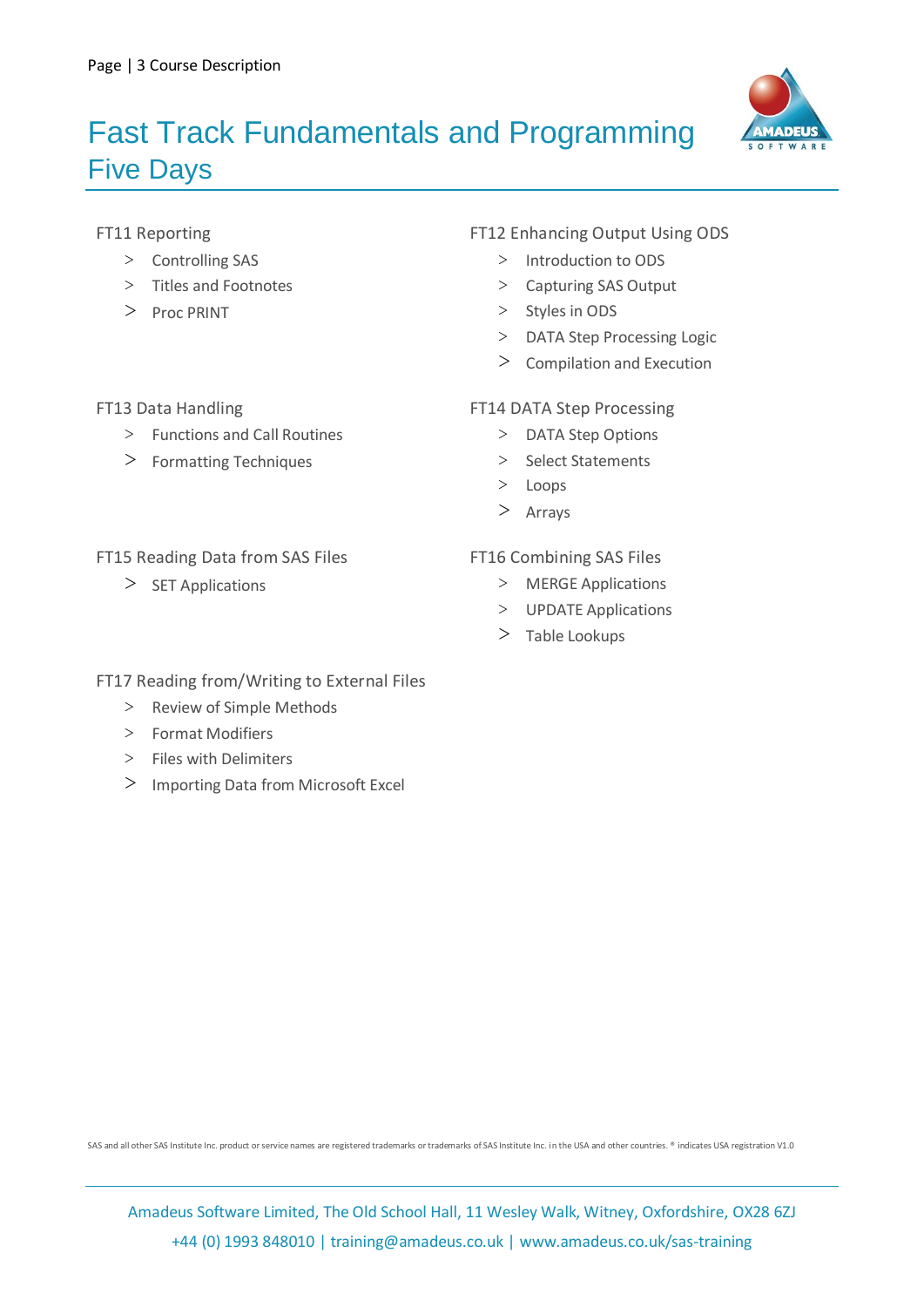# Fast Track Fundamentals and Programming

## Five Days

### FT11 Reporting

- Controlling SAS
- Titles and Footnotes
- Proc PRINT

### FT12 Enhancing Output Using ODS

- Introduction to ODS
- Capturing SAS Output
- Styles in ODS
- DATA Step Processing Logic
- Compilation and Execution

### FT13 Data Handling

- Functions and Call Routines
- Formatting Techniques

### FT14 DATA Step Processing

- DATA Step Options
- Select Statements
- Loops
- Arrays

### FT15 Reading Data from SAS Files

- SET Applications

### FT16 Combining SAS Files

- MERGE Applications
- UPDATE Applications
- Table Lookups

### FT17 Reading from/Writing to External Files

- Review of Simple Methods
- Format Modifiers
- Files with Delimiters
- Importing Data from Microsoft Excel

SAS and all other SAS Institute Inc. product or service names are registered trademarks or trademarks of SAS Institute Inc. in the USA and other countries. ® indicates USA registration V1.0

Amadeus Software Limited, The Old School Hall, 11 Wesley Walk, Witney, Oxfordshire, OX28 6ZJ
+44 (0) 1993 848010 | training@amadeus.co.uk | www.amadeus.co.uk/sas-training